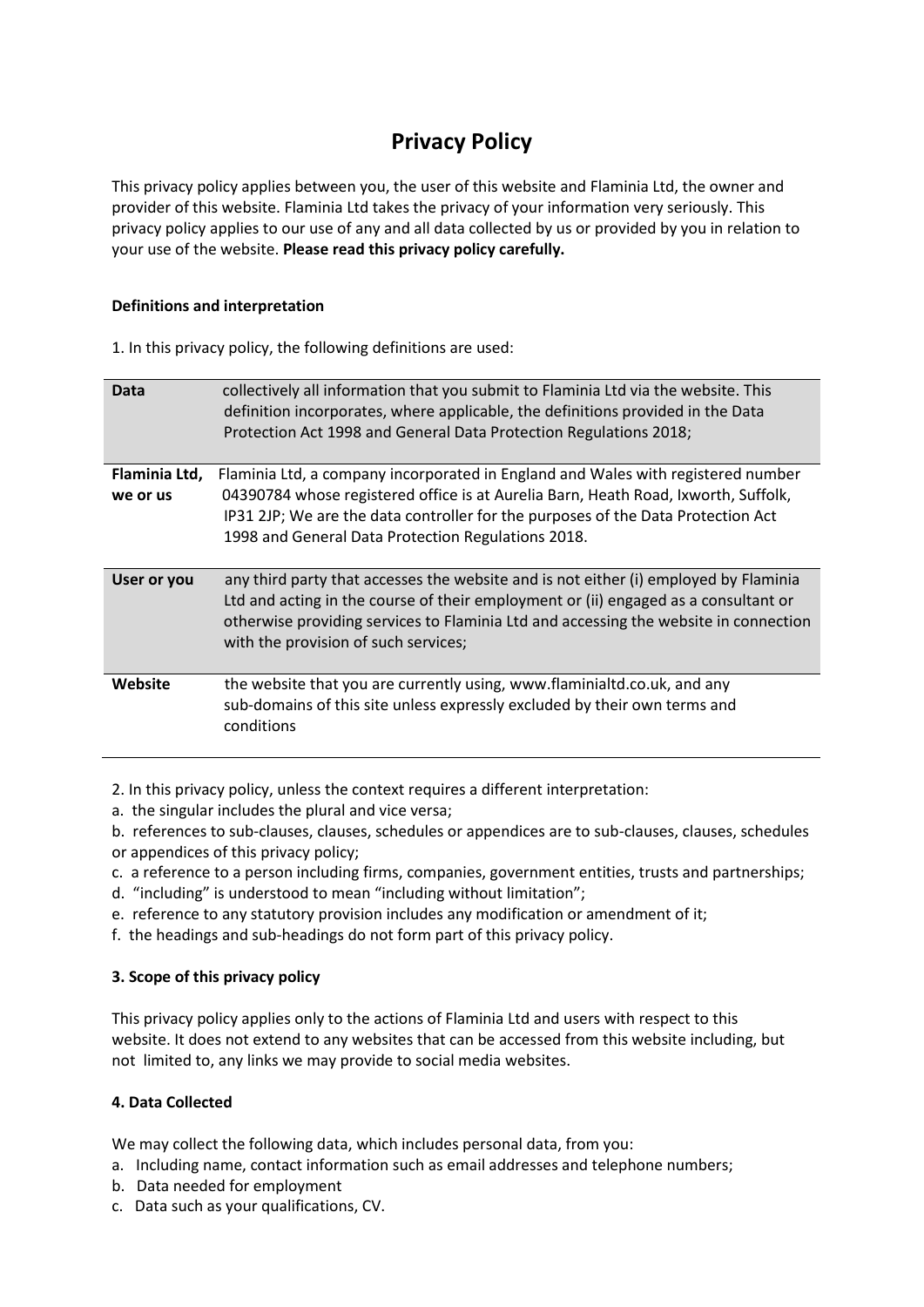# Privacy Policy

This privacy policy applies between you, the user of this website and Flaminia Ltd, the owner and provider of this website. Flaminia Ltd takes the privacy of your information very seriously. This privacy policy applies to our use of any and all data collected by us or provided by you in relation to your use of the website. **Please read this privacy policy carefully.**

**Definitions and interpretation**

1. In this privacy policy, the following definitions are used:

| | |
|---|---|
| **Data** | collectively all information that you submit to Flaminia Ltd via the website. This definition incorporates, where applicable, the definitions provided in the Data Protection Act 1998 and General Data Protection Regulations 2018; |
| **Flaminia Ltd, we or us** | Flaminia Ltd, a company incorporated in England and Wales with registered number 04390784 whose registered office is at Aurelia Barn, Heath Road, Ixworth, Suffolk, IP31 2JP; We are the data controller for the purposes of the Data Protection Act 1998 and General Data Protection Regulations 2018. |
| **User or you** | any third party that accesses the website and is not either (i) employed by Flaminia Ltd and acting in the course of their employment or (ii) engaged as a consultant or otherwise providing services to Flaminia Ltd and accessing the website in connection with the provision of such services; |
| **Website** | the website that you are currently using, www.flaminialtd.co.uk, and any sub-domains of this site unless expressly excluded by their own terms and conditions |

2. In this privacy policy, unless the context requires a different interpretation:
a. the singular includes the plural and vice versa;
b. references to sub-clauses, clauses, schedules or appendices are to sub-clauses, clauses, schedules or appendices of this privacy policy;
c. a reference to a person including firms, companies, government entities, trusts and partnerships;
d. "including" is understood to mean "including without limitation";
e. reference to any statutory provision includes any modification or amendment of it;
f. the headings and sub-headings do not form part of this privacy policy.

**3. Scope of this privacy policy**

This privacy policy applies only to the actions of Flaminia Ltd and users with respect to this website. It does not extend to any websites that can be accessed from this website including, but not limited to, any links we may provide to social media websites.

**4. Data Collected**

We may collect the following data, which includes personal data, from you:
a. Including name, contact information such as email addresses and telephone numbers;
b. Data needed for employment
c. Data such as your qualifications, CV.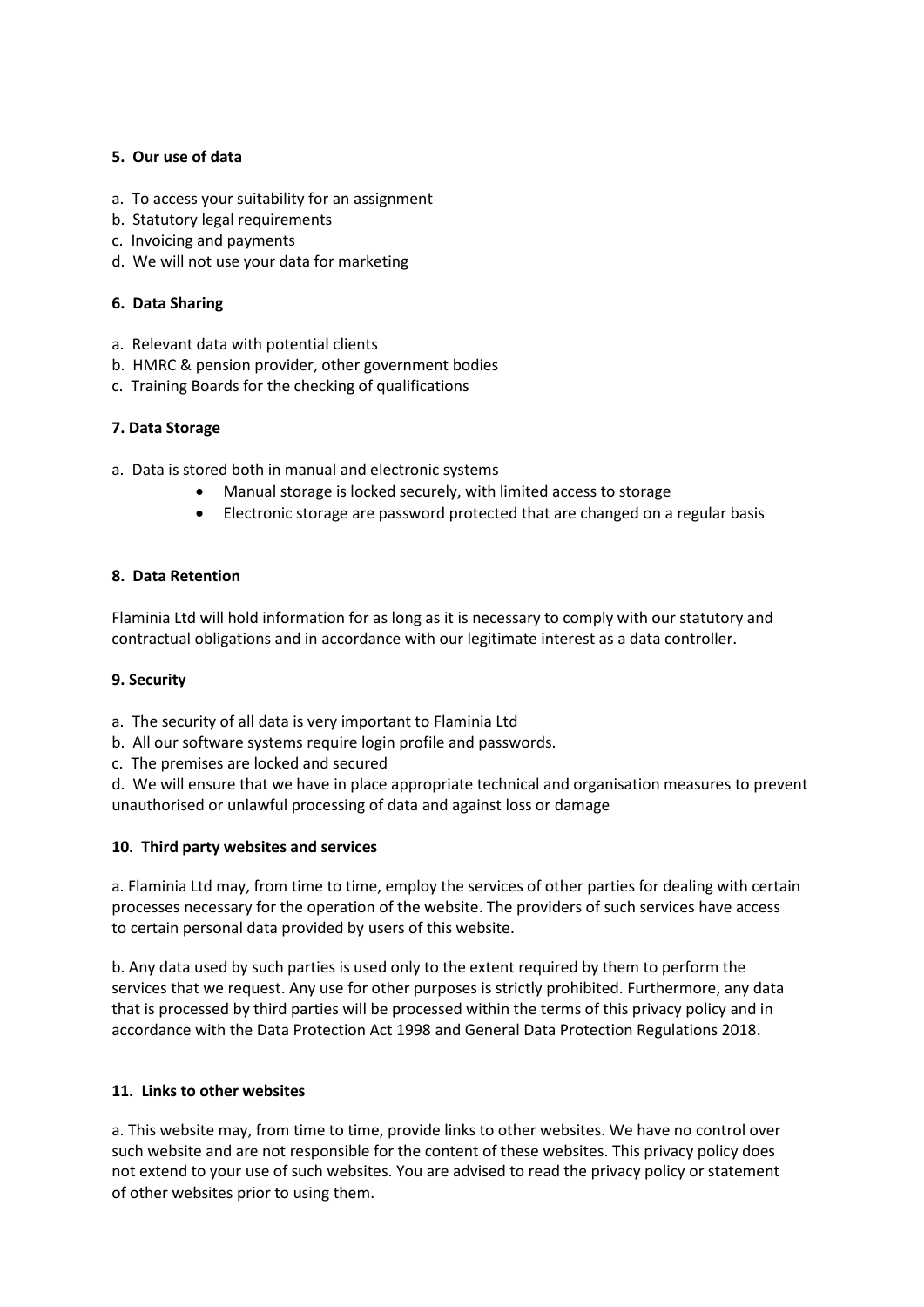**5. Our use of data**

a. To access your suitability for an assignment
b. Statutory legal requirements
c. Invoicing and payments
d. We will not use your data for marketing

**6. Data Sharing**

a. Relevant data with potential clients
b. HMRC & pension provider, other government bodies
c. Training Boards for the checking of qualifications

**7. Data Storage**

a. Data is stored both in manual and electronic systems

- Manual storage is locked securely, with limited access to storage
- Electronic storage are password protected that are changed on a regular basis

**8. Data Retention**

Flaminia Ltd will hold information for as long as it is necessary to comply with our statutory and contractual obligations and in accordance with our legitimate interest as a data controller.

**9. Security**

a. The security of all data is very important to Flaminia Ltd
b. All our software systems require login profile and passwords.
c. The premises are locked and secured
d. We will ensure that we have in place appropriate technical and organisation measures to prevent unauthorised or unlawful processing of data and against loss or damage

**10. Third party websites and services**

a. Flaminia Ltd may, from time to time, employ the services of other parties for dealing with certain processes necessary for the operation of the website. The providers of such services have access to certain personal data provided by users of this website.

b. Any data used by such parties is used only to the extent required by them to perform the services that we request. Any use for other purposes is strictly prohibited. Furthermore, any data that is processed by third parties will be processed within the terms of this privacy policy and in accordance with the Data Protection Act 1998 and General Data Protection Regulations 2018.

**11. Links to other websites**

a. This website may, from time to time, provide links to other websites. We have no control over such website and are not responsible for the content of these websites. This privacy policy does not extend to your use of such websites. You are advised to read the privacy policy or statement of other websites prior to using them.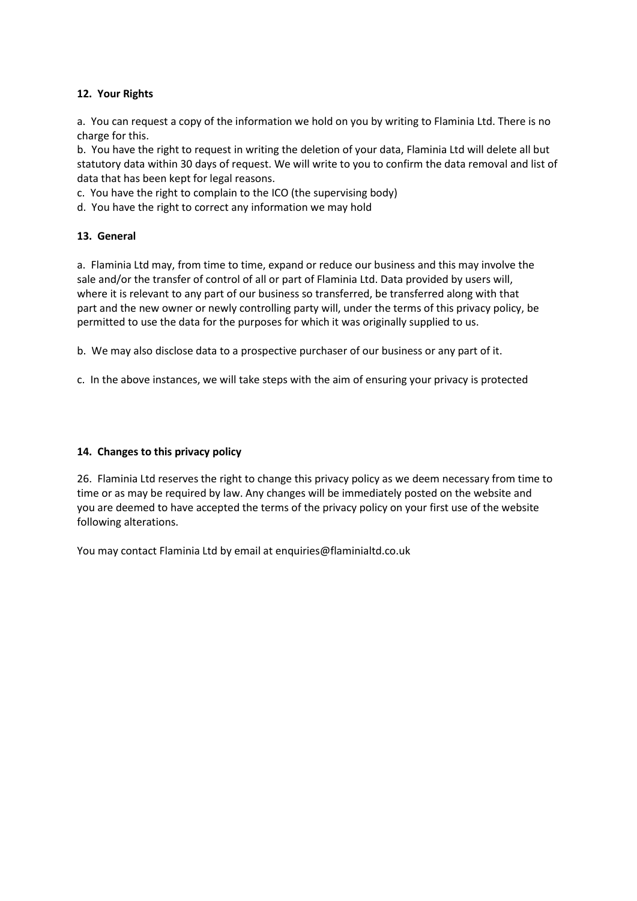### 12. Your Rights

a. You can request a copy of the information we hold on you by writing to Flaminia Ltd. There is no charge for this.
b. You have the right to request in writing the deletion of your data, Flaminia Ltd will delete all but statutory data within 30 days of request. We will write to you to confirm the data removal and list of data that has been kept for legal reasons.
c. You have the right to complain to the ICO (the supervising body)
d. You have the right to correct any information we may hold

### 13. General

a. Flaminia Ltd may, from time to time, expand or reduce our business and this may involve the sale and/or the transfer of control of all or part of Flaminia Ltd. Data provided by users will, where it is relevant to any part of our business so transferred, be transferred along with that part and the new owner or newly controlling party will, under the terms of this privacy policy, be permitted to use the data for the purposes for which it was originally supplied to us.

b. We may also disclose data to a prospective purchaser of our business or any part of it.

c. In the above instances, we will take steps with the aim of ensuring your privacy is protected

### 14. Changes to this privacy policy

26. Flaminia Ltd reserves the right to change this privacy policy as we deem necessary from time to time or as may be required by law. Any changes will be immediately posted on the website and you are deemed to have accepted the terms of the privacy policy on your first use of the website following alterations.

You may contact Flaminia Ltd by email at enquiries@flaminialtd.co.uk